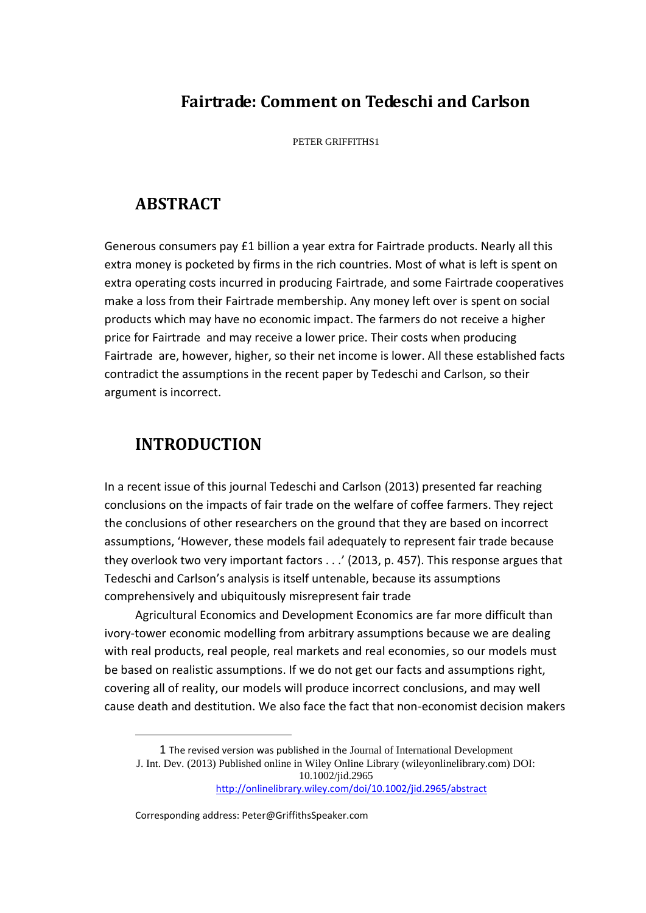# Fairtrade: Comment on Tedeschi and Carlson

PETER GRIFFITHS[1]

## ABSTRACT

Generous consumers pay £1 billion a year extra for Fairtrade products. Nearly all this extra money is pocketed by firms in the rich countries. Most of what is left is spent on extra operating costs incurred in producing Fairtrade, and some Fairtrade cooperatives make a loss from their Fairtrade membership. Any money left over is spent on social products which may have no economic impact. The farmers do not receive a higher price for Fairtrade and may receive a lower price. Their costs when producing Fairtrade are, however, higher, so their net income is lower. All these established facts contradict the assumptions in the recent paper by Tedeschi and Carlson, so their argument is incorrect.

## INTRODUCTION

In a recent issue of this journal Tedeschi and Carlson (2013) presented far reaching conclusions on the impacts of fair trade on the welfare of coffee farmers. They reject the conclusions of other researchers on the ground that they are based on incorrect assumptions, 'However, these models fail adequately to represent fair trade because they overlook two very important factors . . .' (2013, p. 457). This response argues that Tedeschi and Carlson's analysis is itself untenable, because its assumptions comprehensively and ubiquitously misrepresent fair trade

Agricultural Economics and Development Economics are far more difficult than ivory-tower economic modelling from arbitrary assumptions because we are dealing with real products, real people, real markets and real economies, so our models must be based on realistic assumptions. If we do not get our facts and assumptions right, covering all of reality, our models will produce incorrect conclusions, and may well cause death and destitution. We also face the fact that non-economist decision makers

---

[1] The revised version was published in the Journal of International Development J. Int. Dev. (2013) Published online in Wiley Online Library (wileyonlinelibrary.com) DOI: 10.1002/jid.2965 http://onlinelibrary.wiley.com/doi/10.1002/jid.2965/abstract

Corresponding address: Peter@GriffithsSpeaker.com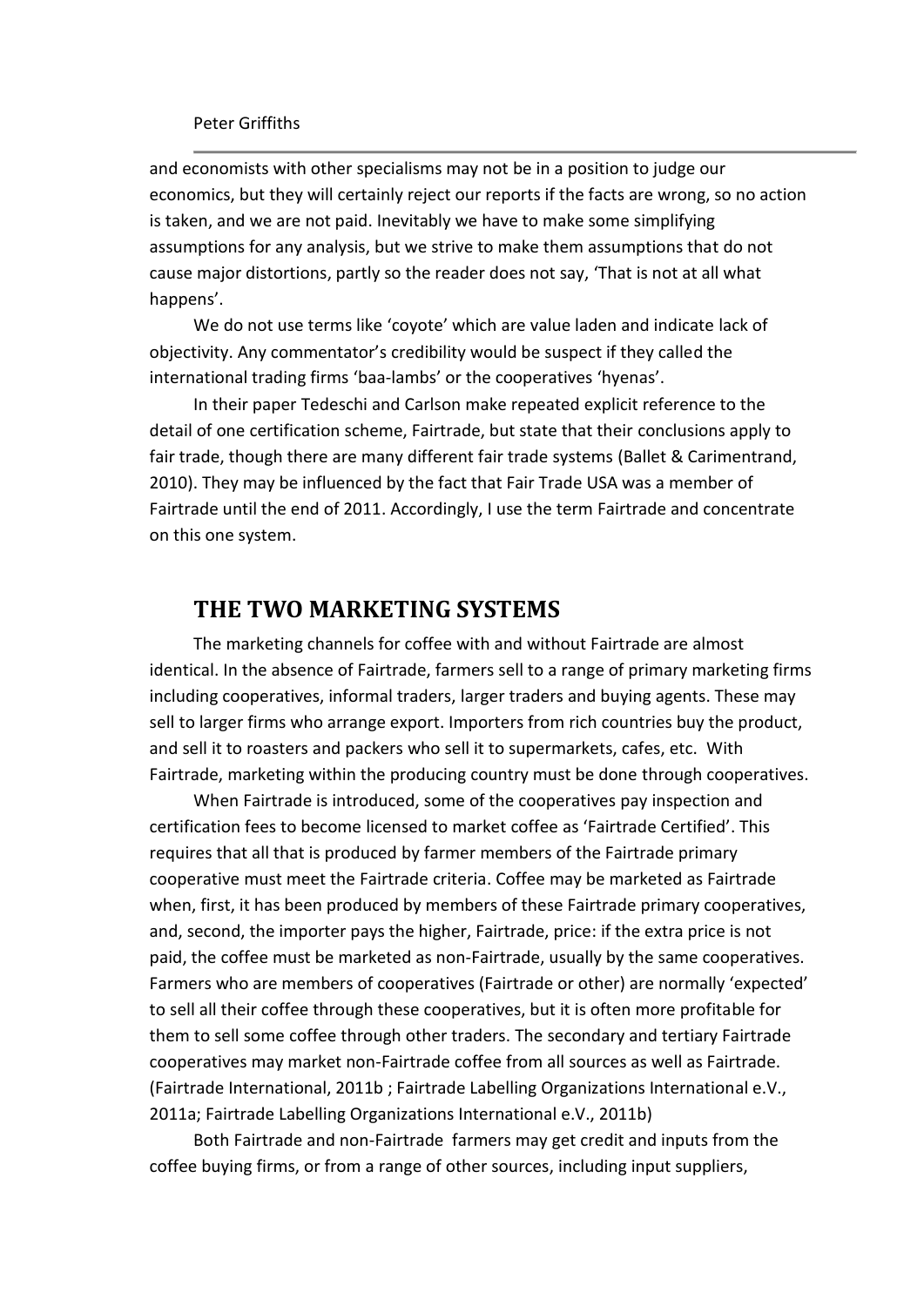and economists with other specialisms may not be in a position to judge our economics, but they will certainly reject our reports if the facts are wrong, so no action is taken, and we are not paid. Inevitably we have to make some simplifying assumptions for any analysis, but we strive to make them assumptions that do not cause major distortions, partly so the reader does not say, 'That is not at all what happens'.

We do not use terms like 'coyote' which are value laden and indicate lack of objectivity. Any commentator's credibility would be suspect if they called the international trading firms 'baa-lambs' or the cooperatives 'hyenas'.

In their paper Tedeschi and Carlson make repeated explicit reference to the detail of one certification scheme, Fairtrade, but state that their conclusions apply to fair trade, though there are many different fair trade systems (Ballet & Carimentrand, 2010). They may be influenced by the fact that Fair Trade USA was a member of Fairtrade until the end of 2011. Accordingly, I use the term Fairtrade and concentrate on this one system.

## THE TWO MARKETING SYSTEMS

The marketing channels for coffee with and without Fairtrade are almost identical. In the absence of Fairtrade, farmers sell to a range of primary marketing firms including cooperatives, informal traders, larger traders and buying agents. These may sell to larger firms who arrange export. Importers from rich countries buy the product, and sell it to roasters and packers who sell it to supermarkets, cafes, etc. With Fairtrade, marketing within the producing country must be done through cooperatives.

When Fairtrade is introduced, some of the cooperatives pay inspection and certification fees to become licensed to market coffee as 'Fairtrade Certified'. This requires that all that is produced by farmer members of the Fairtrade primary cooperative must meet the Fairtrade criteria. Coffee may be marketed as Fairtrade when, first, it has been produced by members of these Fairtrade primary cooperatives, and, second, the importer pays the higher, Fairtrade, price: if the extra price is not paid, the coffee must be marketed as non-Fairtrade, usually by the same cooperatives. Farmers who are members of cooperatives (Fairtrade or other) are normally 'expected' to sell all their coffee through these cooperatives, but it is often more profitable for them to sell some coffee through other traders. The secondary and tertiary Fairtrade cooperatives may market non-Fairtrade coffee from all sources as well as Fairtrade. (Fairtrade International, 2011b ; Fairtrade Labelling Organizations International e.V., 2011a; Fairtrade Labelling Organizations International e.V., 2011b)

Both Fairtrade and non-Fairtrade farmers may get credit and inputs from the coffee buying firms, or from a range of other sources, including input suppliers,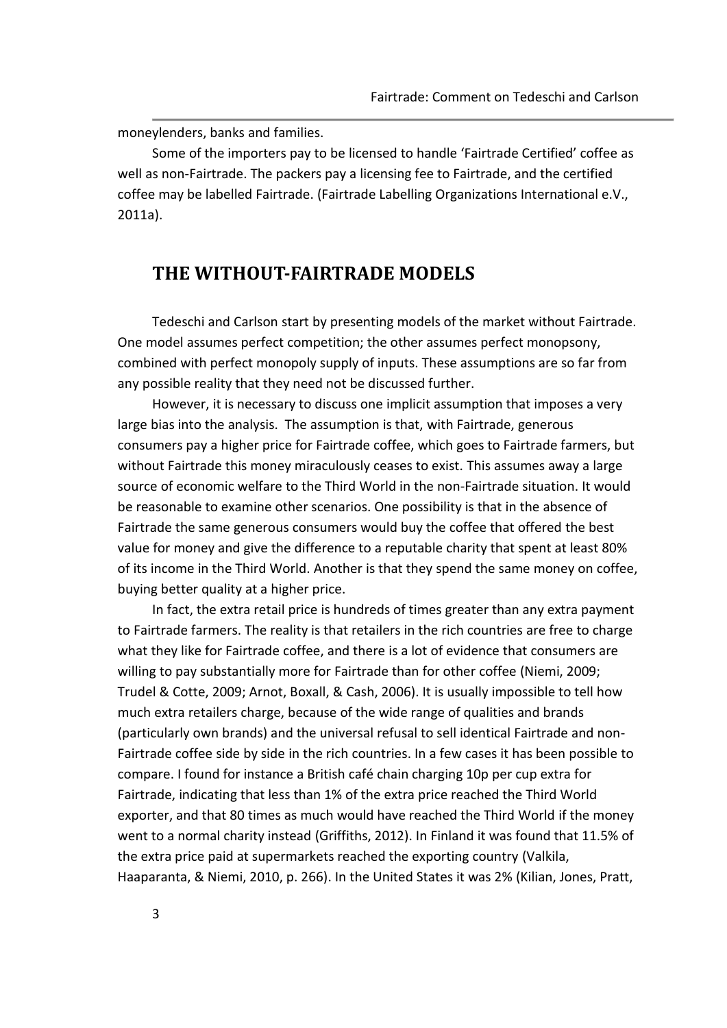moneylenders, banks and families.

Some of the importers pay to be licensed to handle 'Fairtrade Certified' coffee as well as non-Fairtrade. The packers pay a licensing fee to Fairtrade, and the certified coffee may be labelled Fairtrade. (Fairtrade Labelling Organizations International e.V., 2011a).

## THE WITHOUT-FAIRTRADE MODELS

Tedeschi and Carlson start by presenting models of the market without Fairtrade. One model assumes perfect competition; the other assumes perfect monopsony, combined with perfect monopoly supply of inputs. These assumptions are so far from any possible reality that they need not be discussed further.

However, it is necessary to discuss one implicit assumption that imposes a very large bias into the analysis. The assumption is that, with Fairtrade, generous consumers pay a higher price for Fairtrade coffee, which goes to Fairtrade farmers, but without Fairtrade this money miraculously ceases to exist. This assumes away a large source of economic welfare to the Third World in the non-Fairtrade situation. It would be reasonable to examine other scenarios. One possibility is that in the absence of Fairtrade the same generous consumers would buy the coffee that offered the best value for money and give the difference to a reputable charity that spent at least 80% of its income in the Third World. Another is that they spend the same money on coffee, buying better quality at a higher price.

In fact, the extra retail price is hundreds of times greater than any extra payment to Fairtrade farmers. The reality is that retailers in the rich countries are free to charge what they like for Fairtrade coffee, and there is a lot of evidence that consumers are willing to pay substantially more for Fairtrade than for other coffee (Niemi, 2009; Trudel & Cotte, 2009; Arnot, Boxall, & Cash, 2006). It is usually impossible to tell how much extra retailers charge, because of the wide range of qualities and brands (particularly own brands) and the universal refusal to sell identical Fairtrade and non-Fairtrade coffee side by side in the rich countries. In a few cases it has been possible to compare. I found for instance a British café chain charging 10p per cup extra for Fairtrade, indicating that less than 1% of the extra price reached the Third World exporter, and that 80 times as much would have reached the Third World if the money went to a normal charity instead (Griffiths, 2012). In Finland it was found that 11.5% of the extra price paid at supermarkets reached the exporting country (Valkila, Haaparanta, & Niemi, 2010, p. 266). In the United States it was 2% (Kilian, Jones, Pratt,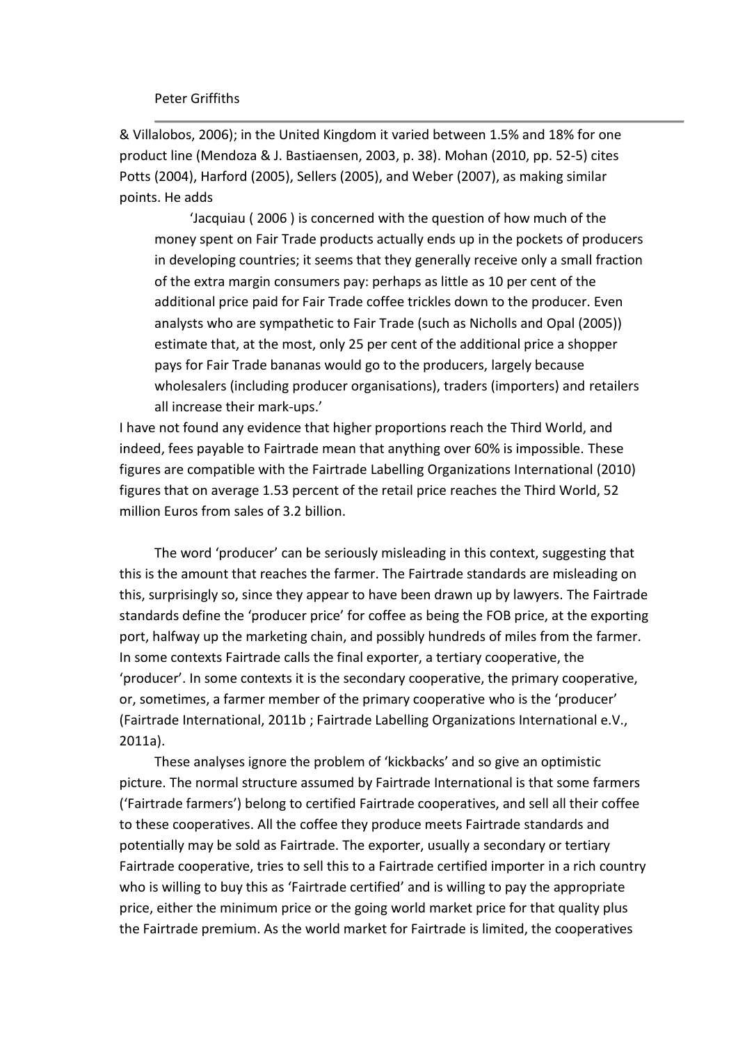& Villalobos, 2006); in the United Kingdom it varied between 1.5% and 18% for one product line (Mendoza & J. Bastiaensen, 2003, p. 38). Mohan (2010, pp. 52-5) cites Potts (2004), Harford (2005), Sellers (2005), and Weber (2007), as making similar points. He adds

> 'Jacquiau ( 2006 ) is concerned with the question of how much of the money spent on Fair Trade products actually ends up in the pockets of producers in developing countries; it seems that they generally receive only a small fraction of the extra margin consumers pay: perhaps as little as 10 per cent of the additional price paid for Fair Trade coffee trickles down to the producer. Even analysts who are sympathetic to Fair Trade (such as Nicholls and Opal (2005)) estimate that, at the most, only 25 per cent of the additional price a shopper pays for Fair Trade bananas would go to the producers, largely because wholesalers (including producer organisations), traders (importers) and retailers all increase their mark-ups.'

I have not found any evidence that higher proportions reach the Third World, and indeed, fees payable to Fairtrade mean that anything over 60% is impossible. These figures are compatible with the Fairtrade Labelling Organizations International (2010) figures that on average 1.53 percent of the retail price reaches the Third World, 52 million Euros from sales of 3.2 billion.

The word 'producer' can be seriously misleading in this context, suggesting that this is the amount that reaches the farmer. The Fairtrade standards are misleading on this, surprisingly so, since they appear to have been drawn up by lawyers. The Fairtrade standards define the 'producer price' for coffee as being the FOB price, at the exporting port, halfway up the marketing chain, and possibly hundreds of miles from the farmer. In some contexts Fairtrade calls the final exporter, a tertiary cooperative, the 'producer'. In some contexts it is the secondary cooperative, the primary cooperative, or, sometimes, a farmer member of the primary cooperative who is the 'producer' (Fairtrade International, 2011b ; Fairtrade Labelling Organizations International e.V., 2011a).

These analyses ignore the problem of 'kickbacks' and so give an optimistic picture. The normal structure assumed by Fairtrade International is that some farmers ('Fairtrade farmers') belong to certified Fairtrade cooperatives, and sell all their coffee to these cooperatives. All the coffee they produce meets Fairtrade standards and potentially may be sold as Fairtrade. The exporter, usually a secondary or tertiary Fairtrade cooperative, tries to sell this to a Fairtrade certified importer in a rich country who is willing to buy this as 'Fairtrade certified' and is willing to pay the appropriate price, either the minimum price or the going world market price for that quality plus the Fairtrade premium. As the world market for Fairtrade is limited, the cooperatives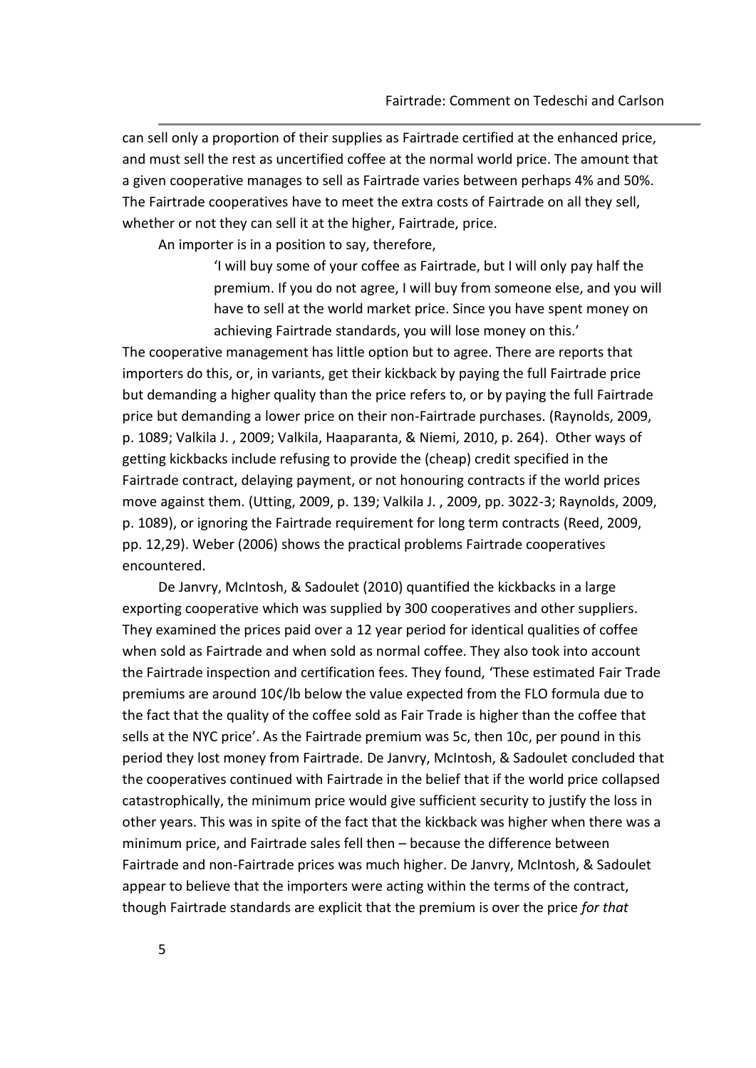can sell only a proportion of their supplies as Fairtrade certified at the enhanced price, and must sell the rest as uncertified coffee at the normal world price. The amount that a given cooperative manages to sell as Fairtrade varies between perhaps 4% and 50%. The Fairtrade cooperatives have to meet the extra costs of Fairtrade on all they sell, whether or not they can sell it at the higher, Fairtrade, price.

An importer is in a position to say, therefore,

> 'I will buy some of your coffee as Fairtrade, but I will only pay half the premium. If you do not agree, I will buy from someone else, and you will have to sell at the world market price. Since you have spent money on achieving Fairtrade standards, you will lose money on this.'

The cooperative management has little option but to agree. There are reports that importers do this, or, in variants, get their kickback by paying the full Fairtrade price but demanding a higher quality than the price refers to, or by paying the full Fairtrade price but demanding a lower price on their non-Fairtrade purchases. (Raynolds, 2009, p. 1089; Valkila J. , 2009; Valkila, Haaparanta, & Niemi, 2010, p. 264). Other ways of getting kickbacks include refusing to provide the (cheap) credit specified in the Fairtrade contract, delaying payment, or not honouring contracts if the world prices move against them. (Utting, 2009, p. 139; Valkila J. , 2009, pp. 3022-3; Raynolds, 2009, p. 1089), or ignoring the Fairtrade requirement for long term contracts (Reed, 2009, pp. 12,29). Weber (2006) shows the practical problems Fairtrade cooperatives encountered.

De Janvry, McIntosh, & Sadoulet (2010) quantified the kickbacks in a large exporting cooperative which was supplied by 300 cooperatives and other suppliers. They examined the prices paid over a 12 year period for identical qualities of coffee when sold as Fairtrade and when sold as normal coffee. They also took into account the Fairtrade inspection and certification fees. They found, 'These estimated Fair Trade premiums are around 10¢/lb below the value expected from the FLO formula due to the fact that the quality of the coffee sold as Fair Trade is higher than the coffee that sells at the NYC price'. As the Fairtrade premium was 5c, then 10c, per pound in this period they lost money from Fairtrade. De Janvry, McIntosh, & Sadoulet concluded that the cooperatives continued with Fairtrade in the belief that if the world price collapsed catastrophically, the minimum price would give sufficient security to justify the loss in other years. This was in spite of the fact that the kickback was higher when there was a minimum price, and Fairtrade sales fell then – because the difference between Fairtrade and non-Fairtrade prices was much higher. De Janvry, McIntosh, & Sadoulet appear to believe that the importers were acting within the terms of the contract, though Fairtrade standards are explicit that the premium is over the price *for that*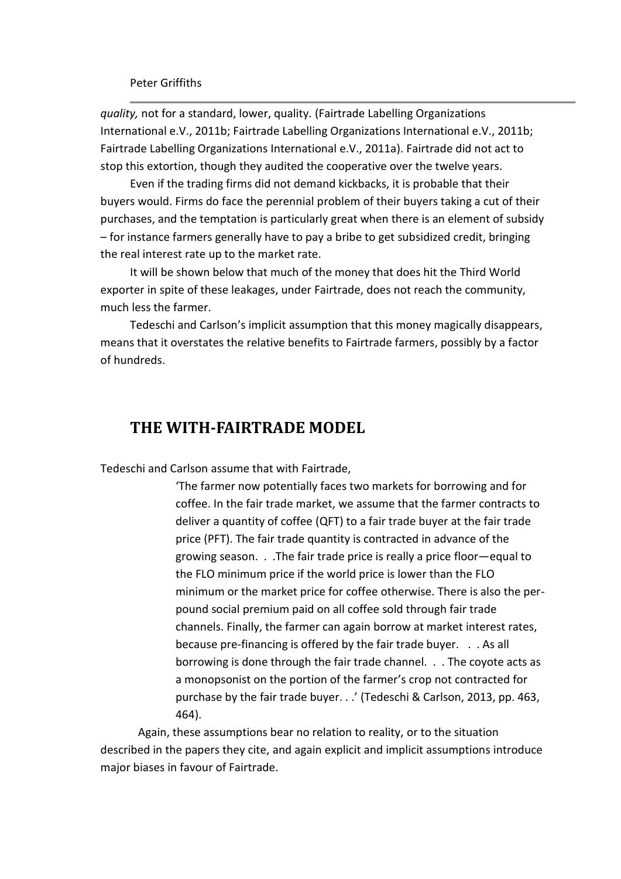*quality,* not for a standard, lower, quality. (Fairtrade Labelling Organizations International e.V., 2011b; Fairtrade Labelling Organizations International e.V., 2011b; Fairtrade Labelling Organizations International e.V., 2011a). Fairtrade did not act to stop this extortion, though they audited the cooperative over the twelve years.

Even if the trading firms did not demand kickbacks, it is probable that their buyers would. Firms do face the perennial problem of their buyers taking a cut of their purchases, and the temptation is particularly great when there is an element of subsidy – for instance farmers generally have to pay a bribe to get subsidized credit, bringing the real interest rate up to the market rate.

It will be shown below that much of the money that does hit the Third World exporter in spite of these leakages, under Fairtrade, does not reach the community, much less the farmer.

Tedeschi and Carlson's implicit assumption that this money magically disappears, means that it overstates the relative benefits to Fairtrade farmers, possibly by a factor of hundreds.

## THE WITH-FAIRTRADE MODEL

Tedeschi and Carlson assume that with Fairtrade,

> 'The farmer now potentially faces two markets for borrowing and for coffee. In the fair trade market, we assume that the farmer contracts to deliver a quantity of coffee (QFT) to a fair trade buyer at the fair trade price (PFT). The fair trade quantity is contracted in advance of the growing season. . .The fair trade price is really a price floor—equal to the FLO minimum price if the world price is lower than the FLO minimum or the market price for coffee otherwise. There is also the per-pound social premium paid on all coffee sold through fair trade channels. Finally, the farmer can again borrow at market interest rates, because pre-financing is offered by the fair trade buyer. . . As all borrowing is done through the fair trade channel. . . The coyote acts as a monopsonist on the portion of the farmer's crop not contracted for purchase by the fair trade buyer. . .' (Tedeschi & Carlson, 2013, pp. 463, 464).

Again, these assumptions bear no relation to reality, or to the situation described in the papers they cite, and again explicit and implicit assumptions introduce major biases in favour of Fairtrade.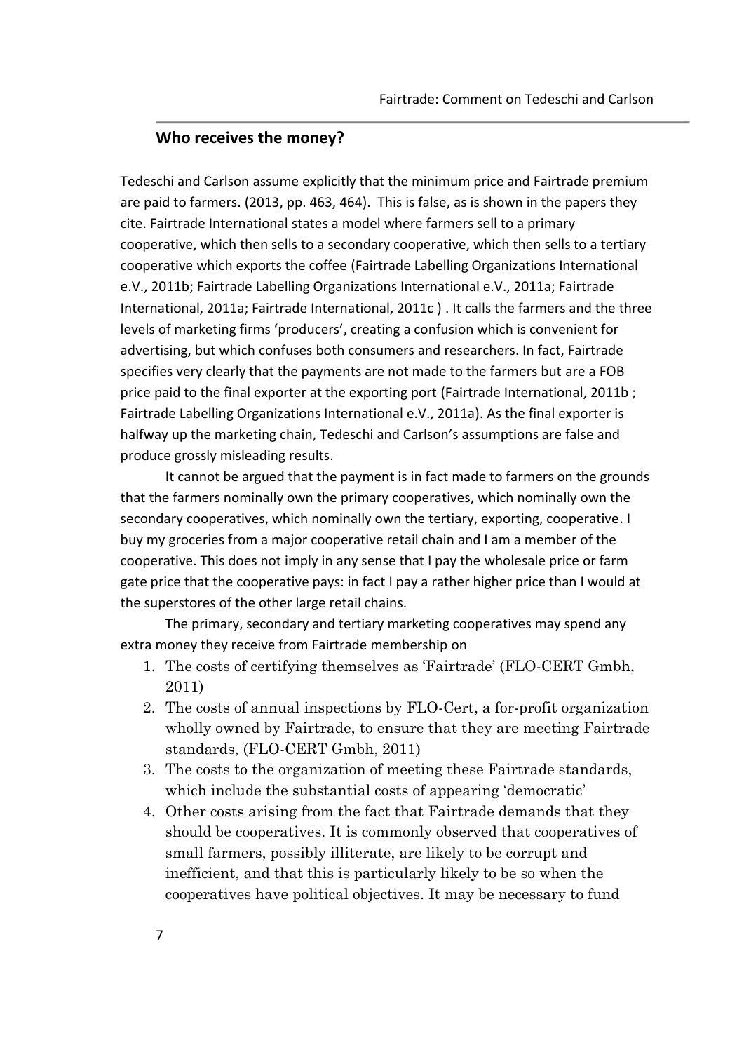## Who receives the money?

Tedeschi and Carlson assume explicitly that the minimum price and Fairtrade premium are paid to farmers. (2013, pp. 463, 464). This is false, as is shown in the papers they cite. Fairtrade International states a model where farmers sell to a primary cooperative, which then sells to a secondary cooperative, which then sells to a tertiary cooperative which exports the coffee (Fairtrade Labelling Organizations International e.V., 2011b; Fairtrade Labelling Organizations International e.V., 2011a; Fairtrade International, 2011a; Fairtrade International, 2011c ) . It calls the farmers and the three levels of marketing firms 'producers', creating a confusion which is convenient for advertising, but which confuses both consumers and researchers. In fact, Fairtrade specifies very clearly that the payments are not made to the farmers but are a FOB price paid to the final exporter at the exporting port (Fairtrade International, 2011b ; Fairtrade Labelling Organizations International e.V., 2011a). As the final exporter is halfway up the marketing chain, Tedeschi and Carlson's assumptions are false and produce grossly misleading results.

It cannot be argued that the payment is in fact made to farmers on the grounds that the farmers nominally own the primary cooperatives, which nominally own the secondary cooperatives, which nominally own the tertiary, exporting, cooperative. I buy my groceries from a major cooperative retail chain and I am a member of the cooperative. This does not imply in any sense that I pay the wholesale price or farm gate price that the cooperative pays: in fact I pay a rather higher price than I would at the superstores of the other large retail chains.

The primary, secondary and tertiary marketing cooperatives may spend any extra money they receive from Fairtrade membership on

1. The costs of certifying themselves as 'Fairtrade' (FLO-CERT Gmbh, 2011)
2. The costs of annual inspections by FLO-Cert, a for-profit organization wholly owned by Fairtrade, to ensure that they are meeting Fairtrade standards, (FLO-CERT Gmbh, 2011)
3. The costs to the organization of meeting these Fairtrade standards, which include the substantial costs of appearing 'democratic'
4. Other costs arising from the fact that Fairtrade demands that they should be cooperatives. It is commonly observed that cooperatives of small farmers, possibly illiterate, are likely to be corrupt and inefficient, and that this is particularly likely to be so when the cooperatives have political objectives. It may be necessary to fund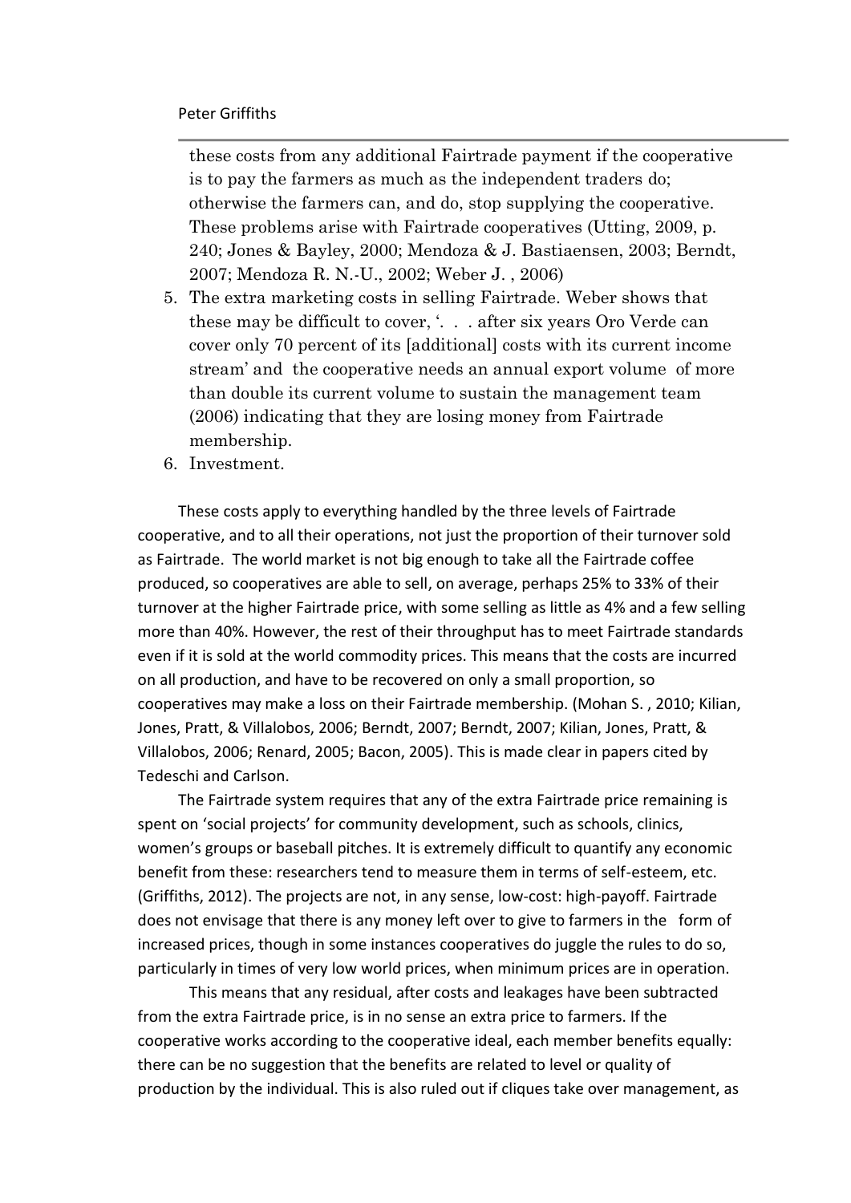these costs from any additional Fairtrade payment if the cooperative is to pay the farmers as much as the independent traders do; otherwise the farmers can, and do, stop supplying the cooperative. These problems arise with Fairtrade cooperatives (Utting, 2009, p. 240; Jones & Bayley, 2000; Mendoza & J. Bastiaensen, 2003; Berndt, 2007; Mendoza R. N.-U., 2002; Weber J. , 2006)

5. The extra marketing costs in selling Fairtrade. Weber shows that these may be difficult to cover, '. . . after six years Oro Verde can cover only 70 percent of its [additional] costs with its current income stream' and the cooperative needs an annual export volume of more than double its current volume to sustain the management team (2006) indicating that they are losing money from Fairtrade membership.
6. Investment.

These costs apply to everything handled by the three levels of Fairtrade cooperative, and to all their operations, not just the proportion of their turnover sold as Fairtrade. The world market is not big enough to take all the Fairtrade coffee produced, so cooperatives are able to sell, on average, perhaps 25% to 33% of their turnover at the higher Fairtrade price, with some selling as little as 4% and a few selling more than 40%. However, the rest of their throughput has to meet Fairtrade standards even if it is sold at the world commodity prices. This means that the costs are incurred on all production, and have to be recovered on only a small proportion, so cooperatives may make a loss on their Fairtrade membership. (Mohan S. , 2010; Kilian, Jones, Pratt, & Villalobos, 2006; Berndt, 2007; Berndt, 2007; Kilian, Jones, Pratt, & Villalobos, 2006; Renard, 2005; Bacon, 2005). This is made clear in papers cited by Tedeschi and Carlson.

The Fairtrade system requires that any of the extra Fairtrade price remaining is spent on 'social projects' for community development, such as schools, clinics, women's groups or baseball pitches. It is extremely difficult to quantify any economic benefit from these: researchers tend to measure them in terms of self-esteem, etc. (Griffiths, 2012). The projects are not, in any sense, low-cost: high-payoff. Fairtrade does not envisage that there is any money left over to give to farmers in the form of increased prices, though in some instances cooperatives do juggle the rules to do so, particularly in times of very low world prices, when minimum prices are in operation.

This means that any residual, after costs and leakages have been subtracted from the extra Fairtrade price, is in no sense an extra price to farmers. If the cooperative works according to the cooperative ideal, each member benefits equally: there can be no suggestion that the benefits are related to level or quality of production by the individual. This is also ruled out if cliques take over management, as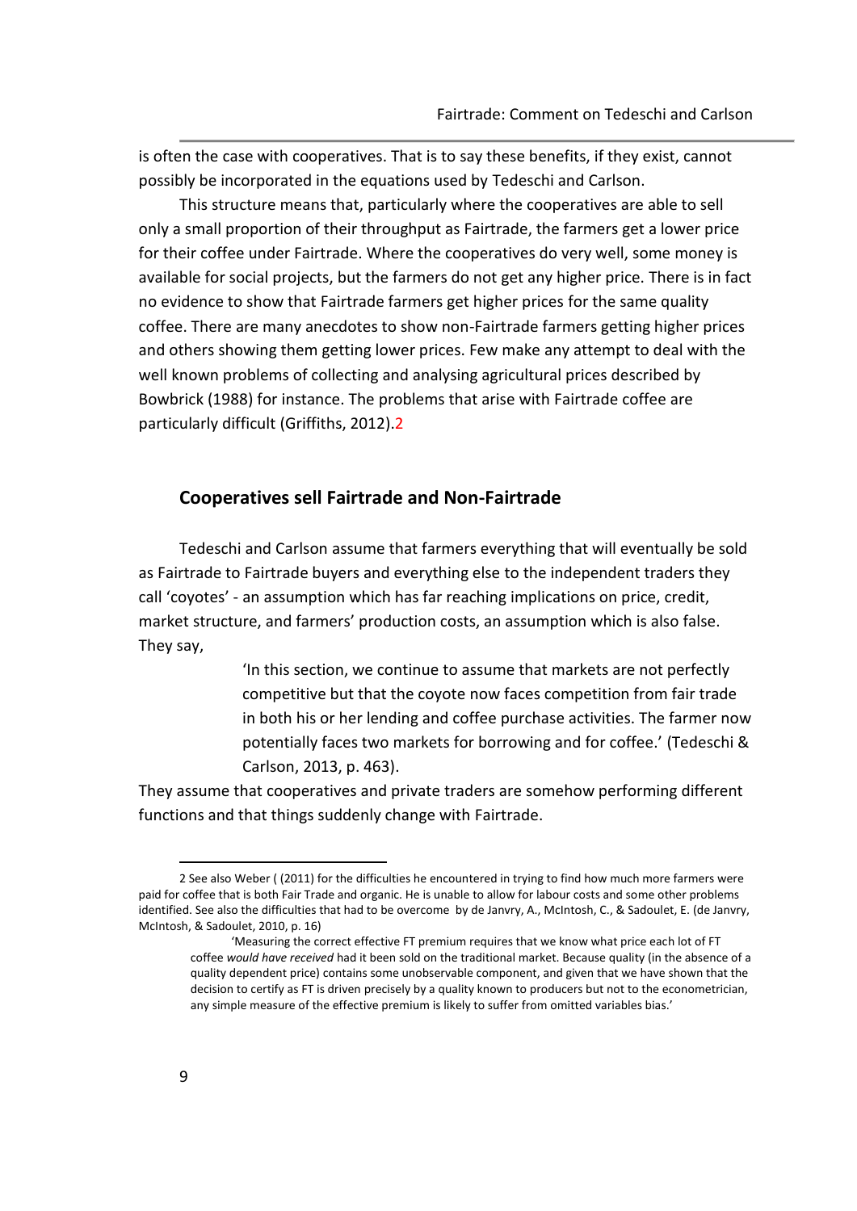is often the case with cooperatives. That is to say these benefits, if they exist, cannot possibly be incorporated in the equations used by Tedeschi and Carlson.

This structure means that, particularly where the cooperatives are able to sell only a small proportion of their throughput as Fairtrade, the farmers get a lower price for their coffee under Fairtrade. Where the cooperatives do very well, some money is available for social projects, but the farmers do not get any higher price. There is in fact no evidence to show that Fairtrade farmers get higher prices for the same quality coffee. There are many anecdotes to show non-Fairtrade farmers getting higher prices and others showing them getting lower prices. Few make any attempt to deal with the well known problems of collecting and analysing agricultural prices described by Bowbrick (1988) for instance. The problems that arise with Fairtrade coffee are particularly difficult (Griffiths, 2012).[2]

## Cooperatives sell Fairtrade and Non-Fairtrade

Tedeschi and Carlson assume that farmers everything that will eventually be sold as Fairtrade to Fairtrade buyers and everything else to the independent traders they call 'coyotes' - an assumption which has far reaching implications on price, credit, market structure, and farmers' production costs, an assumption which is also false. They say,

> 'In this section, we continue to assume that markets are not perfectly competitive but that the coyote now faces competition from fair trade in both his or her lending and coffee purchase activities. The farmer now potentially faces two markets for borrowing and for coffee.' (Tedeschi & Carlson, 2013, p. 463).

They assume that cooperatives and private traders are somehow performing different functions and that things suddenly change with Fairtrade.

---

2 See also Weber ( (2011) for the difficulties he encountered in trying to find how much more farmers were paid for coffee that is both Fair Trade and organic. He is unable to allow for labour costs and some other problems identified. See also the difficulties that had to be overcome by de Janvry, A., McIntosh, C., & Sadoulet, E. (de Janvry, McIntosh, & Sadoulet, 2010, p. 16)

> 'Measuring the correct effective FT premium requires that we know what price each lot of FT coffee *would have received* had it been sold on the traditional market. Because quality (in the absence of a quality dependent price) contains some unobservable component, and given that we have shown that the decision to certify as FT is driven precisely by a quality known to producers but not to the econometrician, any simple measure of the effective premium is likely to suffer from omitted variables bias.'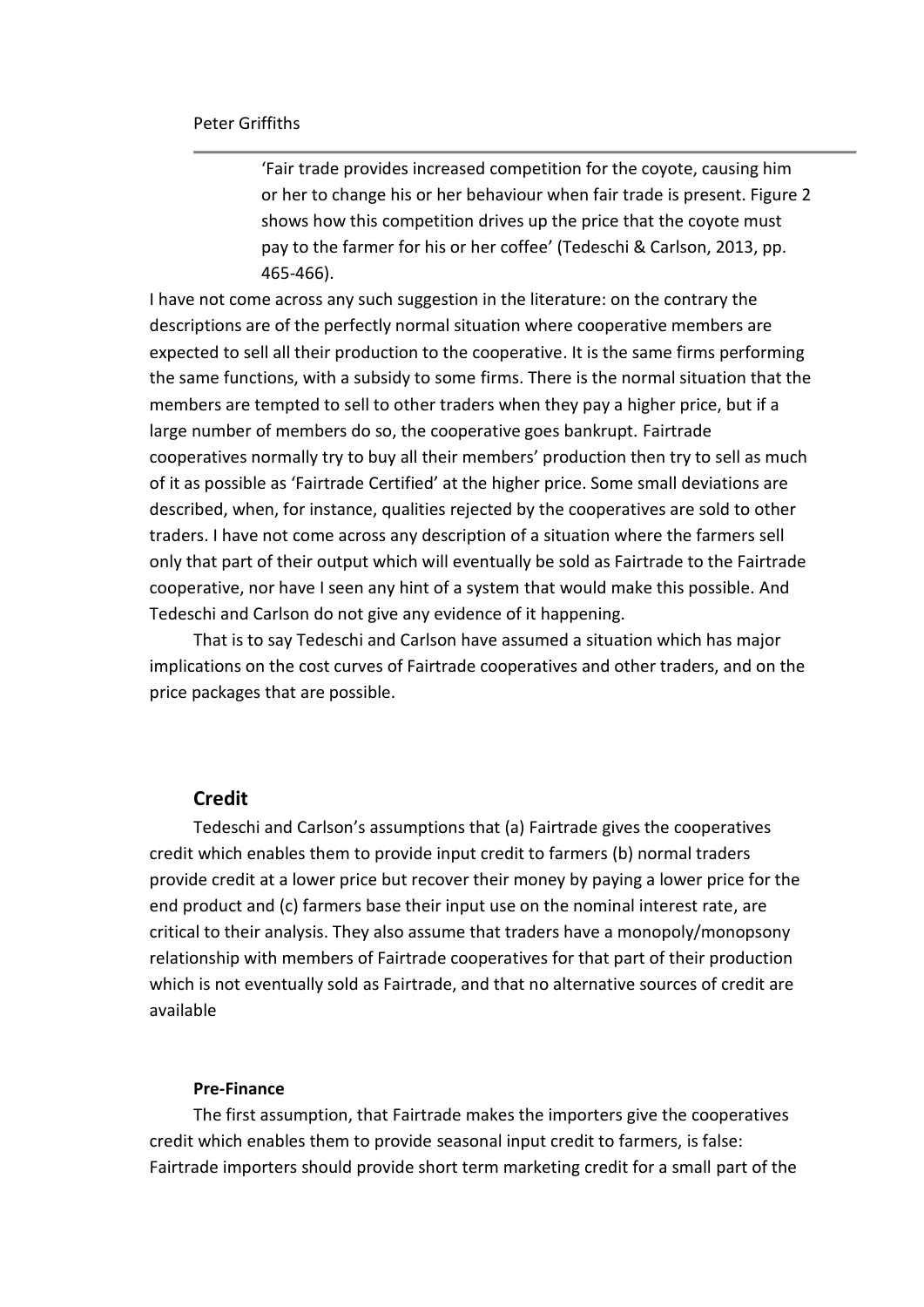> 'Fair trade provides increased competition for the coyote, causing him or her to change his or her behaviour when fair trade is present. Figure 2 shows how this competition drives up the price that the coyote must pay to the farmer for his or her coffee' (Tedeschi & Carlson, 2013, pp. 465-466).

I have not come across any such suggestion in the literature: on the contrary the descriptions are of the perfectly normal situation where cooperative members are expected to sell all their production to the cooperative. It is the same firms performing the same functions, with a subsidy to some firms. There is the normal situation that the members are tempted to sell to other traders when they pay a higher price, but if a large number of members do so, the cooperative goes bankrupt. Fairtrade cooperatives normally try to buy all their members' production then try to sell as much of it as possible as 'Fairtrade Certified' at the higher price. Some small deviations are described, when, for instance, qualities rejected by the cooperatives are sold to other traders. I have not come across any description of a situation where the farmers sell only that part of their output which will eventually be sold as Fairtrade to the Fairtrade cooperative, nor have I seen any hint of a system that would make this possible. And Tedeschi and Carlson do not give any evidence of it happening.

That is to say Tedeschi and Carlson have assumed a situation which has major implications on the cost curves of Fairtrade cooperatives and other traders, and on the price packages that are possible.

## Credit

Tedeschi and Carlson's assumptions that (a) Fairtrade gives the cooperatives credit which enables them to provide input credit to farmers (b) normal traders provide credit at a lower price but recover their money by paying a lower price for the end product and (c) farmers base their input use on the nominal interest rate, are critical to their analysis. They also assume that traders have a monopoly/monopsony relationship with members of Fairtrade cooperatives for that part of their production which is not eventually sold as Fairtrade, and that no alternative sources of credit are available

### Pre-Finance

The first assumption, that Fairtrade makes the importers give the cooperatives credit which enables them to provide seasonal input credit to farmers, is false: Fairtrade importers should provide short term marketing credit for a small part of the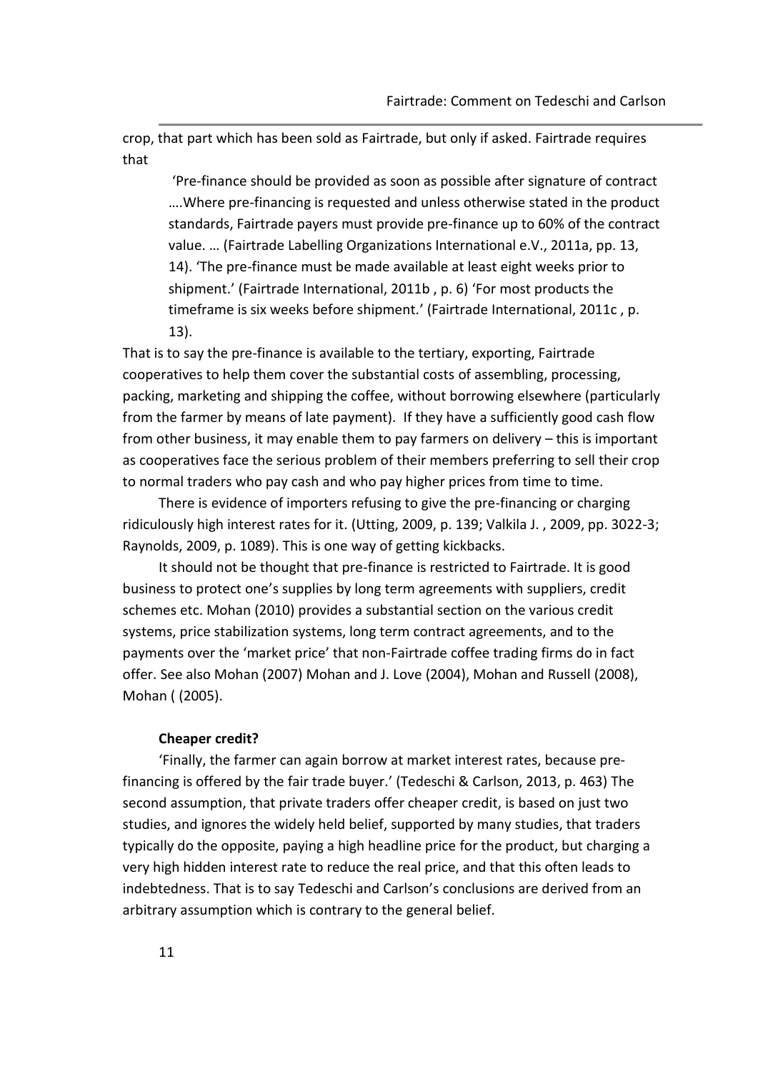crop, that part which has been sold as Fairtrade, but only if asked. Fairtrade requires that

> 'Pre-finance should be provided as soon as possible after signature of contract ….Where pre-financing is requested and unless otherwise stated in the product standards, Fairtrade payers must provide pre-finance up to 60% of the contract value. … (Fairtrade Labelling Organizations International e.V., 2011a, pp. 13, 14). 'The pre-finance must be made available at least eight weeks prior to shipment.' (Fairtrade International, 2011b , p. 6) 'For most products the timeframe is six weeks before shipment.' (Fairtrade International, 2011c , p. 13).

That is to say the pre-finance is available to the tertiary, exporting, Fairtrade cooperatives to help them cover the substantial costs of assembling, processing, packing, marketing and shipping the coffee, without borrowing elsewhere (particularly from the farmer by means of late payment). If they have a sufficiently good cash flow from other business, it may enable them to pay farmers on delivery – this is important as cooperatives face the serious problem of their members preferring to sell their crop to normal traders who pay cash and who pay higher prices from time to time.

There is evidence of importers refusing to give the pre-financing or charging ridiculously high interest rates for it. (Utting, 2009, p. 139; Valkila J. , 2009, pp. 3022-3; Raynolds, 2009, p. 1089). This is one way of getting kickbacks.

It should not be thought that pre-finance is restricted to Fairtrade. It is good business to protect one's supplies by long term agreements with suppliers, credit schemes etc. Mohan (2010) provides a substantial section on the various credit systems, price stabilization systems, long term contract agreements, and to the payments over the 'market price' that non-Fairtrade coffee trading firms do in fact offer. See also Mohan (2007) Mohan and J. Love (2004), Mohan and Russell (2008), Mohan ( (2005).

### Cheaper credit?

'Finally, the farmer can again borrow at market interest rates, because pre-financing is offered by the fair trade buyer.' (Tedeschi & Carlson, 2013, p. 463) The second assumption, that private traders offer cheaper credit, is based on just two studies, and ignores the widely held belief, supported by many studies, that traders typically do the opposite, paying a high headline price for the product, but charging a very high hidden interest rate to reduce the real price, and that this often leads to indebtedness. That is to say Tedeschi and Carlson's conclusions are derived from an arbitrary assumption which is contrary to the general belief.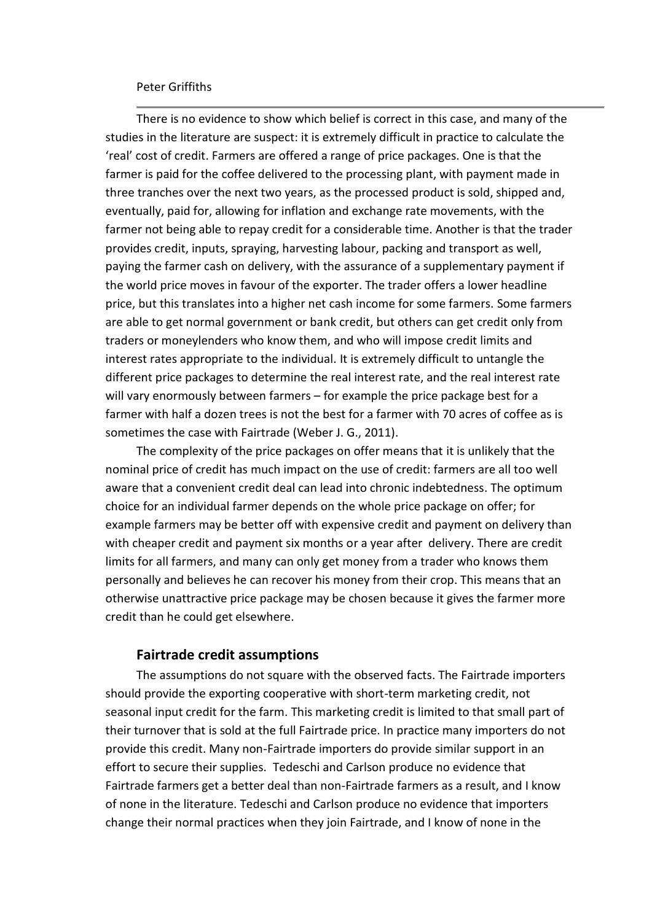There is no evidence to show which belief is correct in this case, and many of the studies in the literature are suspect: it is extremely difficult in practice to calculate the 'real' cost of credit. Farmers are offered a range of price packages. One is that the farmer is paid for the coffee delivered to the processing plant, with payment made in three tranches over the next two years, as the processed product is sold, shipped and, eventually, paid for, allowing for inflation and exchange rate movements, with the farmer not being able to repay credit for a considerable time. Another is that the trader provides credit, inputs, spraying, harvesting labour, packing and transport as well, paying the farmer cash on delivery, with the assurance of a supplementary payment if the world price moves in favour of the exporter. The trader offers a lower headline price, but this translates into a higher net cash income for some farmers. Some farmers are able to get normal government or bank credit, but others can get credit only from traders or moneylenders who know them, and who will impose credit limits and interest rates appropriate to the individual. It is extremely difficult to untangle the different price packages to determine the real interest rate, and the real interest rate will vary enormously between farmers – for example the price package best for a farmer with half a dozen trees is not the best for a farmer with 70 acres of coffee as is sometimes the case with Fairtrade (Weber J. G., 2011).

The complexity of the price packages on offer means that it is unlikely that the nominal price of credit has much impact on the use of credit: farmers are all too well aware that a convenient credit deal can lead into chronic indebtedness. The optimum choice for an individual farmer depends on the whole price package on offer; for example farmers may be better off with expensive credit and payment on delivery than with cheaper credit and payment six months or a year after delivery. There are credit limits for all farmers, and many can only get money from a trader who knows them personally and believes he can recover his money from their crop. This means that an otherwise unattractive price package may be chosen because it gives the farmer more credit than he could get elsewhere.

## Fairtrade credit assumptions

The assumptions do not square with the observed facts. The Fairtrade importers should provide the exporting cooperative with short-term marketing credit, not seasonal input credit for the farm. This marketing credit is limited to that small part of their turnover that is sold at the full Fairtrade price. In practice many importers do not provide this credit. Many non-Fairtrade importers do provide similar support in an effort to secure their supplies. Tedeschi and Carlson produce no evidence that Fairtrade farmers get a better deal than non-Fairtrade farmers as a result, and I know of none in the literature. Tedeschi and Carlson produce no evidence that importers change their normal practices when they join Fairtrade, and I know of none in the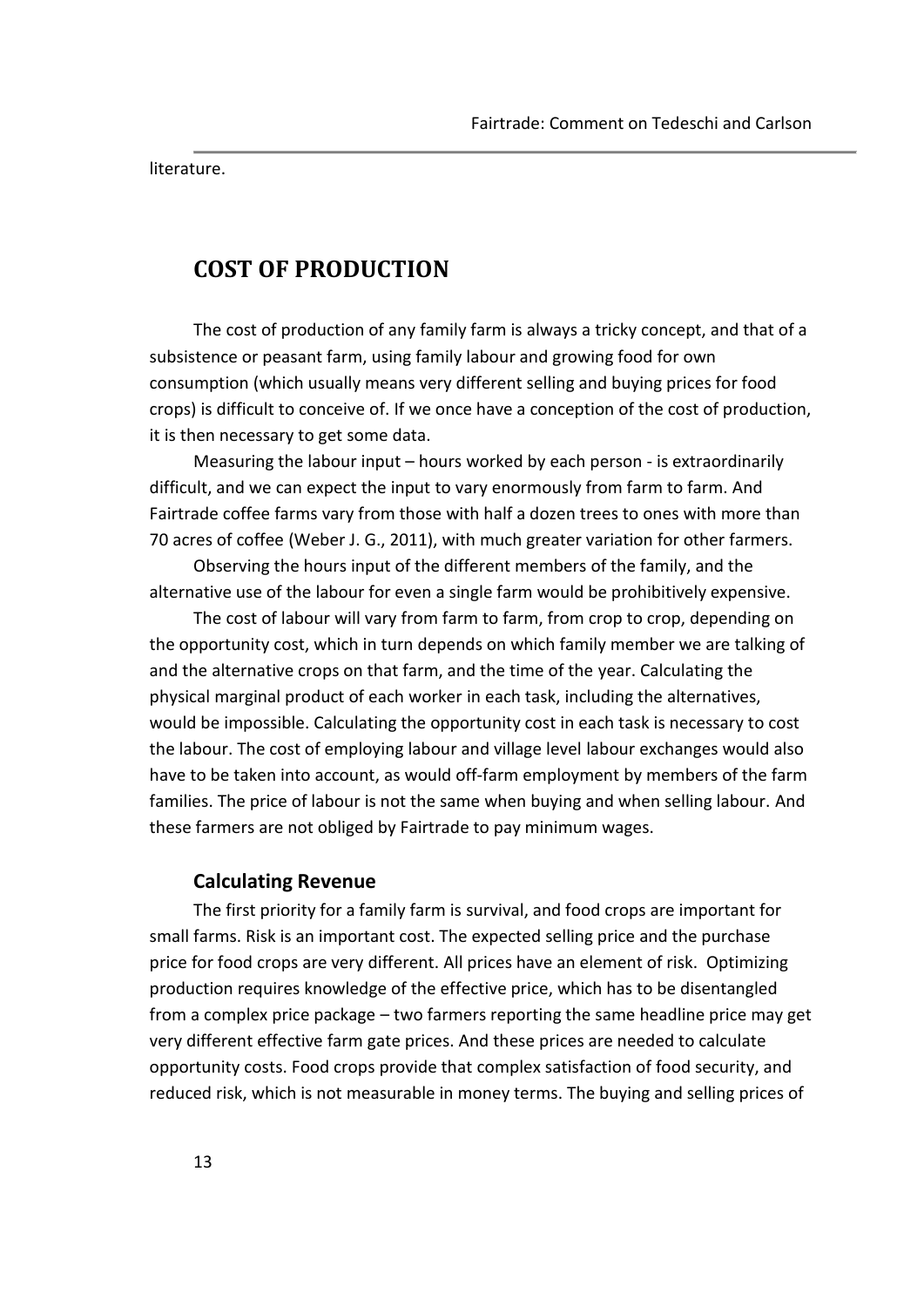literature.

## COST OF PRODUCTION

The cost of production of any family farm is always a tricky concept, and that of a subsistence or peasant farm, using family labour and growing food for own consumption (which usually means very different selling and buying prices for food crops) is difficult to conceive of. If we once have a conception of the cost of production, it is then necessary to get some data.

Measuring the labour input – hours worked by each person - is extraordinarily difficult, and we can expect the input to vary enormously from farm to farm. And Fairtrade coffee farms vary from those with half a dozen trees to ones with more than 70 acres of coffee (Weber J. G., 2011), with much greater variation for other farmers.

Observing the hours input of the different members of the family, and the alternative use of the labour for even a single farm would be prohibitively expensive.

The cost of labour will vary from farm to farm, from crop to crop, depending on the opportunity cost, which in turn depends on which family member we are talking of and the alternative crops on that farm, and the time of the year. Calculating the physical marginal product of each worker in each task, including the alternatives, would be impossible. Calculating the opportunity cost in each task is necessary to cost the labour. The cost of employing labour and village level labour exchanges would also have to be taken into account, as would off-farm employment by members of the farm families. The price of labour is not the same when buying and when selling labour. And these farmers are not obliged by Fairtrade to pay minimum wages.

### Calculating Revenue

The first priority for a family farm is survival, and food crops are important for small farms. Risk is an important cost. The expected selling price and the purchase price for food crops are very different. All prices have an element of risk. Optimizing production requires knowledge of the effective price, which has to be disentangled from a complex price package – two farmers reporting the same headline price may get very different effective farm gate prices. And these prices are needed to calculate opportunity costs. Food crops provide that complex satisfaction of food security, and reduced risk, which is not measurable in money terms. The buying and selling prices of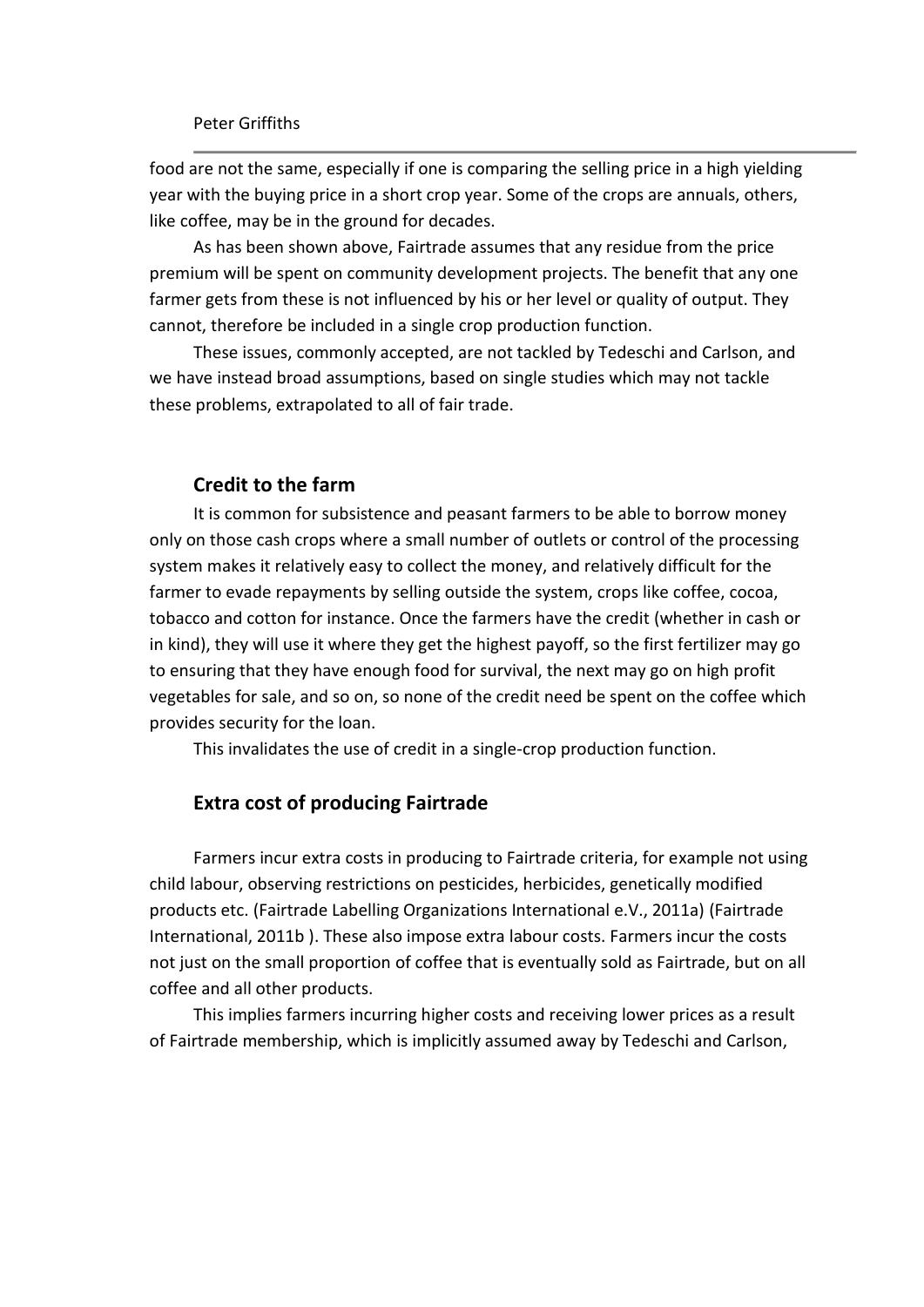food are not the same, especially if one is comparing the selling price in a high yielding year with the buying price in a short crop year. Some of the crops are annuals, others, like coffee, may be in the ground for decades.

As has been shown above, Fairtrade assumes that any residue from the price premium will be spent on community development projects. The benefit that any one farmer gets from these is not influenced by his or her level or quality of output. They cannot, therefore be included in a single crop production function.

These issues, commonly accepted, are not tackled by Tedeschi and Carlson, and we have instead broad assumptions, based on single studies which may not tackle these problems, extrapolated to all of fair trade.

### Credit to the farm

It is common for subsistence and peasant farmers to be able to borrow money only on those cash crops where a small number of outlets or control of the processing system makes it relatively easy to collect the money, and relatively difficult for the farmer to evade repayments by selling outside the system, crops like coffee, cocoa, tobacco and cotton for instance. Once the farmers have the credit (whether in cash or in kind), they will use it where they get the highest payoff, so the first fertilizer may go to ensuring that they have enough food for survival, the next may go on high profit vegetables for sale, and so on, so none of the credit need be spent on the coffee which provides security for the loan.

This invalidates the use of credit in a single-crop production function.

### Extra cost of producing Fairtrade

Farmers incur extra costs in producing to Fairtrade criteria, for example not using child labour, observing restrictions on pesticides, herbicides, genetically modified products etc. (Fairtrade Labelling Organizations International e.V., 2011a) (Fairtrade International, 2011b ). These also impose extra labour costs. Farmers incur the costs not just on the small proportion of coffee that is eventually sold as Fairtrade, but on all coffee and all other products.

This implies farmers incurring higher costs and receiving lower prices as a result of Fairtrade membership, which is implicitly assumed away by Tedeschi and Carlson,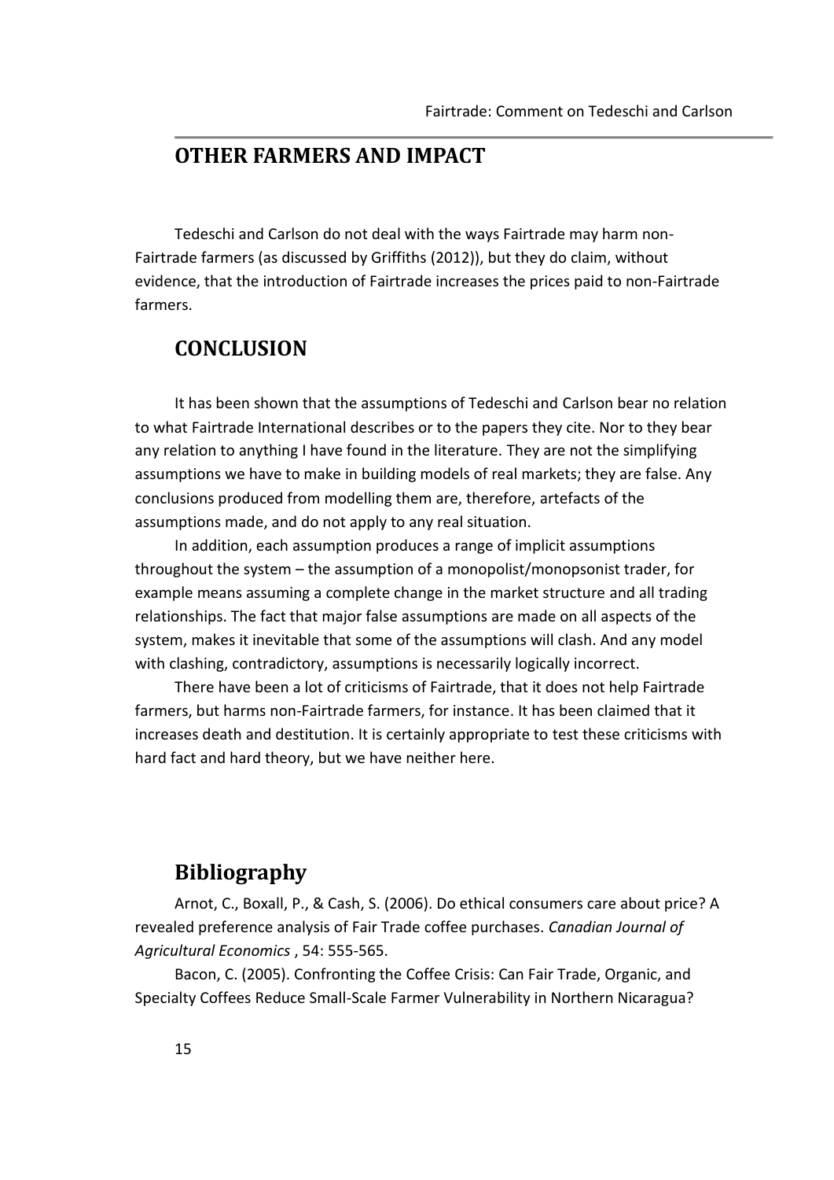## OTHER FARMERS AND IMPACT

Tedeschi and Carlson do not deal with the ways Fairtrade may harm non-Fairtrade farmers (as discussed by Griffiths (2012)), but they do claim, without evidence, that the introduction of Fairtrade increases the prices paid to non-Fairtrade farmers.

## CONCLUSION

It has been shown that the assumptions of Tedeschi and Carlson bear no relation to what Fairtrade International describes or to the papers they cite. Nor to they bear any relation to anything I have found in the literature. They are not the simplifying assumptions we have to make in building models of real markets; they are false. Any conclusions produced from modelling them are, therefore, artefacts of the assumptions made, and do not apply to any real situation.

In addition, each assumption produces a range of implicit assumptions throughout the system – the assumption of a monopolist/monopsonist trader, for example means assuming a complete change in the market structure and all trading relationships. The fact that major false assumptions are made on all aspects of the system, makes it inevitable that some of the assumptions will clash. And any model with clashing, contradictory, assumptions is necessarily logically incorrect.

There have been a lot of criticisms of Fairtrade, that it does not help Fairtrade farmers, but harms non-Fairtrade farmers, for instance. It has been claimed that it increases death and destitution. It is certainly appropriate to test these criticisms with hard fact and hard theory, but we have neither here.

## Bibliography

Arnot, C., Boxall, P., & Cash, S. (2006). Do ethical consumers care about price? A revealed preference analysis of Fair Trade coffee purchases. *Canadian Journal of Agricultural Economics* , 54: 555-565.

Bacon, C. (2005). Confronting the Coffee Crisis: Can Fair Trade, Organic, and Specialty Coffees Reduce Small-Scale Farmer Vulnerability in Northern Nicaragua?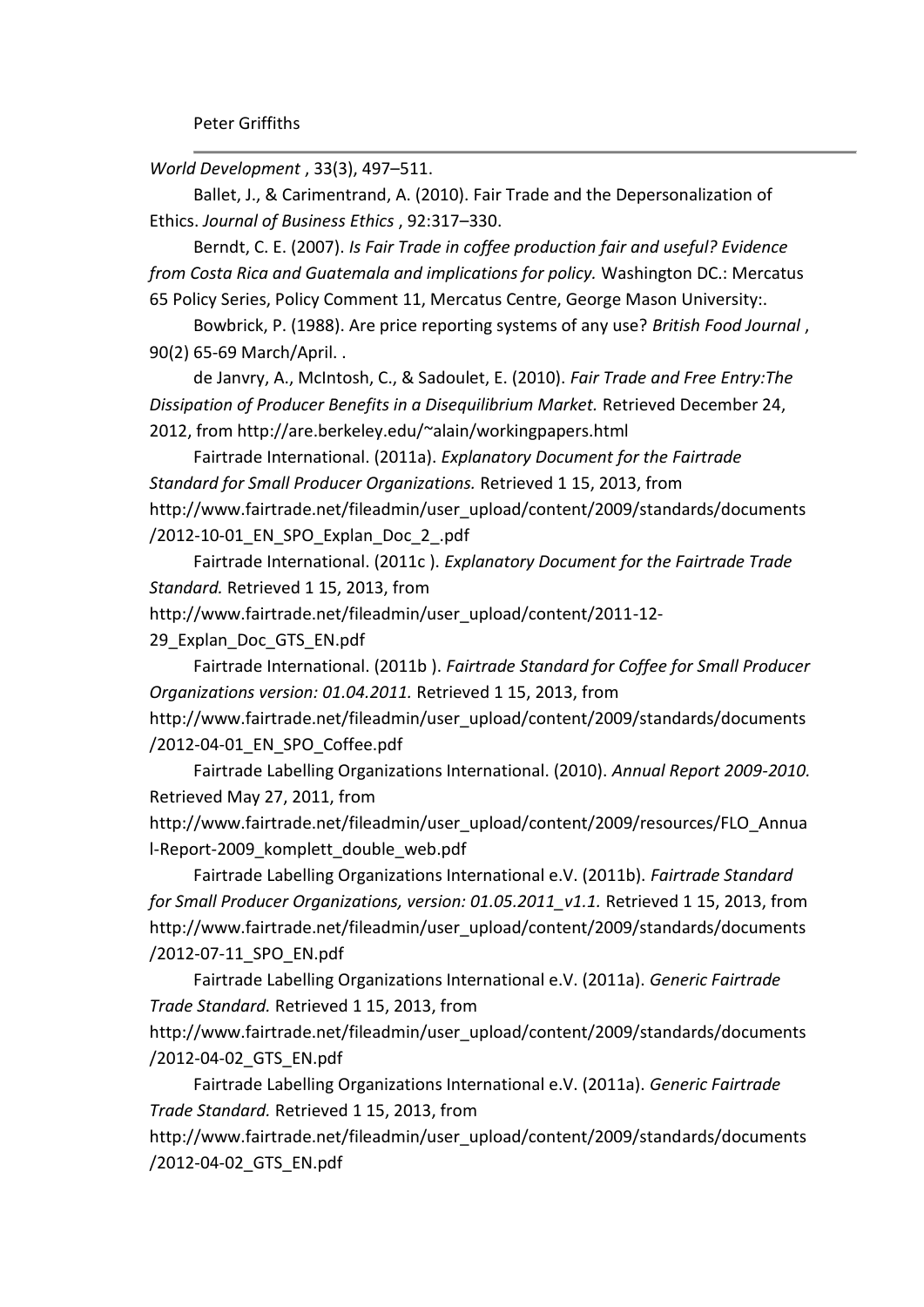*World Development* , 33(3), 497–511.

Ballet, J., & Carimentrand, A. (2010). Fair Trade and the Depersonalization of Ethics. *Journal of Business Ethics* , 92:317–330.

Berndt, C. E. (2007). *Is Fair Trade in coffee production fair and useful? Evidence from Costa Rica and Guatemala and implications for policy.* Washington DC.: Mercatus 65 Policy Series, Policy Comment 11, Mercatus Centre, George Mason University:.

Bowbrick, P. (1988). Are price reporting systems of any use? *British Food Journal* , 90(2) 65-69 March/April. .

de Janvry, A., McIntosh, C., & Sadoulet, E. (2010). *Fair Trade and Free Entry:The Dissipation of Producer Benefits in a Disequilibrium Market.* Retrieved December 24, 2012, from http://are.berkeley.edu/~alain/workingpapers.html

Fairtrade International. (2011a). *Explanatory Document for the Fairtrade Standard for Small Producer Organizations.* Retrieved 1 15, 2013, from http://www.fairtrade.net/fileadmin/user_upload/content/2009/standards/documents/2012-10-01_EN_SPO_Explan_Doc_2_.pdf

Fairtrade International. (2011c ). *Explanatory Document for the Fairtrade Trade Standard.* Retrieved 1 15, 2013, from http://www.fairtrade.net/fileadmin/user_upload/content/2011-12-29_Explan_Doc_GTS_EN.pdf

Fairtrade International. (2011b ). *Fairtrade Standard for Coffee for Small Producer Organizations version: 01.04.2011.* Retrieved 1 15, 2013, from http://www.fairtrade.net/fileadmin/user_upload/content/2009/standards/documents/2012-04-01_EN_SPO_Coffee.pdf

Fairtrade Labelling Organizations International. (2010). *Annual Report 2009-2010.* Retrieved May 27, 2011, from http://www.fairtrade.net/fileadmin/user_upload/content/2009/resources/FLO_Annual-Report-2009_komplett_double_web.pdf

Fairtrade Labelling Organizations International e.V. (2011b). *Fairtrade Standard for Small Producer Organizations, version: 01.05.2011_v1.1.* Retrieved 1 15, 2013, from http://www.fairtrade.net/fileadmin/user_upload/content/2009/standards/documents/2012-07-11_SPO_EN.pdf

Fairtrade Labelling Organizations International e.V. (2011a). *Generic Fairtrade Trade Standard.* Retrieved 1 15, 2013, from http://www.fairtrade.net/fileadmin/user_upload/content/2009/standards/documents/2012-04-02_GTS_EN.pdf

Fairtrade Labelling Organizations International e.V. (2011a). *Generic Fairtrade Trade Standard.* Retrieved 1 15, 2013, from http://www.fairtrade.net/fileadmin/user_upload/content/2009/standards/documents/2012-04-02_GTS_EN.pdf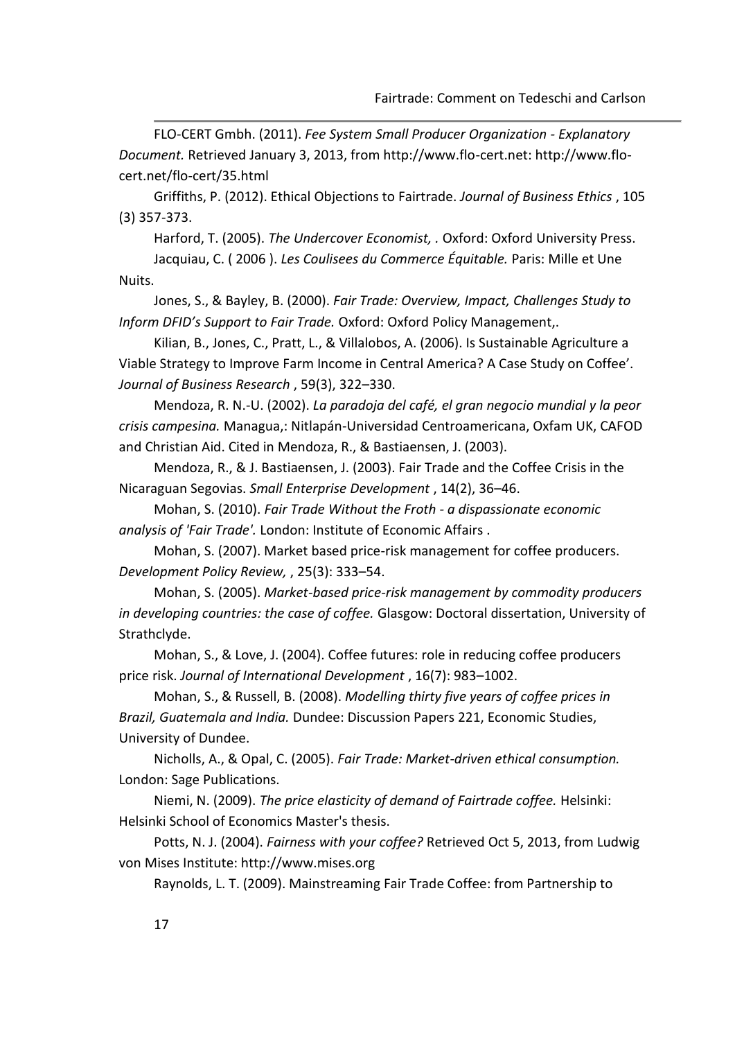FLO-CERT Gmbh. (2011). *Fee System Small Producer Organization - Explanatory Document.* Retrieved January 3, 2013, from http://www.flo-cert.net: http://www.flo-cert.net/flo-cert/35.html

Griffiths, P. (2012). Ethical Objections to Fairtrade. *Journal of Business Ethics* , 105 (3) 357-373.

Harford, T. (2005). *The Undercover Economist, .* Oxford: Oxford University Press.

Jacquiau, C. ( 2006 ). *Les Coulisees du Commerce Équitable.* Paris: Mille et Une Nuits.

Jones, S., & Bayley, B. (2000). *Fair Trade: Overview, Impact, Challenges Study to Inform DFID's Support to Fair Trade.* Oxford: Oxford Policy Management,.

Kilian, B., Jones, C., Pratt, L., & Villalobos, A. (2006). Is Sustainable Agriculture a Viable Strategy to Improve Farm Income in Central America? A Case Study on Coffee'. *Journal of Business Research* , 59(3), 322–330.

Mendoza, R. N.-U. (2002). *La paradoja del café, el gran negocio mundial y la peor crisis campesina.* Managua,: Nitlapán-Universidad Centroamericana, Oxfam UK, CAFOD and Christian Aid. Cited in Mendoza, R., & Bastiaensen, J. (2003).

Mendoza, R., & J. Bastiaensen, J. (2003). Fair Trade and the Coffee Crisis in the Nicaraguan Segovias. *Small Enterprise Development* , 14(2), 36–46.

Mohan, S. (2010). *Fair Trade Without the Froth - a dispassionate economic analysis of 'Fair Trade'.* London: Institute of Economic Affairs .

Mohan, S. (2007). Market based price-risk management for coffee producers. *Development Policy Review,* , 25(3): 333–54.

Mohan, S. (2005). *Market-based price-risk management by commodity producers in developing countries: the case of coffee.* Glasgow: Doctoral dissertation, University of Strathclyde.

Mohan, S., & Love, J. (2004). Coffee futures: role in reducing coffee producers price risk. *Journal of International Development* , 16(7): 983–1002.

Mohan, S., & Russell, B. (2008). *Modelling thirty five years of coffee prices in Brazil, Guatemala and India.* Dundee: Discussion Papers 221, Economic Studies, University of Dundee.

Nicholls, A., & Opal, C. (2005). *Fair Trade: Market-driven ethical consumption.* London: Sage Publications.

Niemi, N. (2009). *The price elasticity of demand of Fairtrade coffee.* Helsinki: Helsinki School of Economics Master's thesis.

Potts, N. J. (2004). *Fairness with your coffee?* Retrieved Oct 5, 2013, from Ludwig von Mises Institute: http://www.mises.org

Raynolds, L. T. (2009). Mainstreaming Fair Trade Coffee: from Partnership to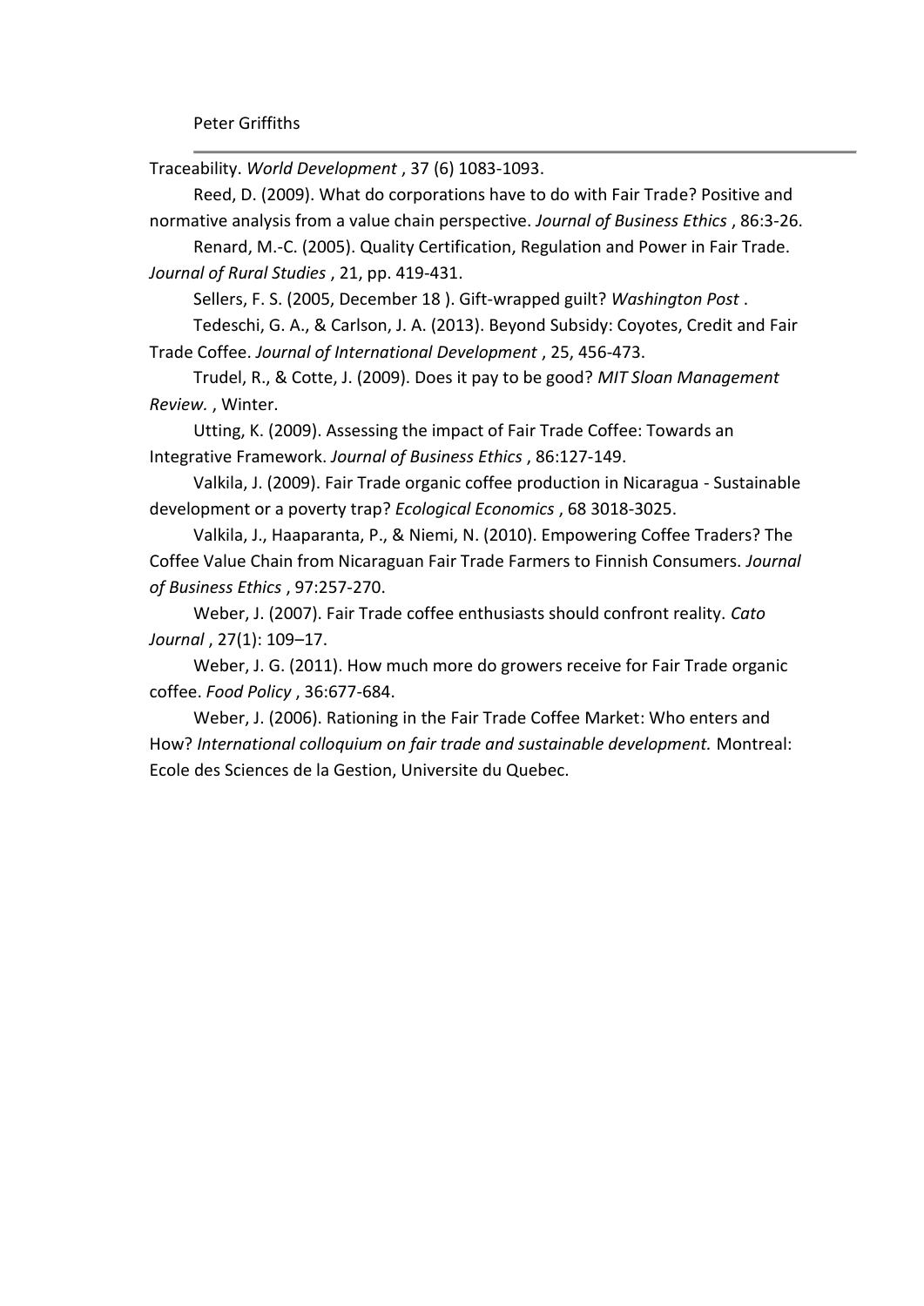Traceability. *World Development* , 37 (6) 1083-1093.

Reed, D. (2009). What do corporations have to do with Fair Trade? Positive and normative analysis from a value chain perspective. *Journal of Business Ethics* , 86:3-26.

Renard, M.-C. (2005). Quality Certification, Regulation and Power in Fair Trade. *Journal of Rural Studies* , 21, pp. 419-431.

Sellers, F. S. (2005, December 18 ). Gift-wrapped guilt? *Washington Post* .

Tedeschi, G. A., & Carlson, J. A. (2013). Beyond Subsidy: Coyotes, Credit and Fair Trade Coffee. *Journal of International Development* , 25, 456-473.

Trudel, R., & Cotte, J. (2009). Does it pay to be good? *MIT Sloan Management Review.* , Winter.

Utting, K. (2009). Assessing the impact of Fair Trade Coffee: Towards an Integrative Framework. *Journal of Business Ethics* , 86:127-149.

Valkila, J. (2009). Fair Trade organic coffee production in Nicaragua - Sustainable development or a poverty trap? *Ecological Economics* , 68 3018-3025.

Valkila, J., Haaparanta, P., & Niemi, N. (2010). Empowering Coffee Traders? The Coffee Value Chain from Nicaraguan Fair Trade Farmers to Finnish Consumers. *Journal of Business Ethics* , 97:257-270.

Weber, J. (2007). Fair Trade coffee enthusiasts should confront reality. *Cato Journal* , 27(1): 109–17.

Weber, J. G. (2011). How much more do growers receive for Fair Trade organic coffee. *Food Policy* , 36:677-684.

Weber, J. (2006). Rationing in the Fair Trade Coffee Market: Who enters and How? *International colloquium on fair trade and sustainable development.* Montreal: Ecole des Sciences de la Gestion, Universite du Quebec.